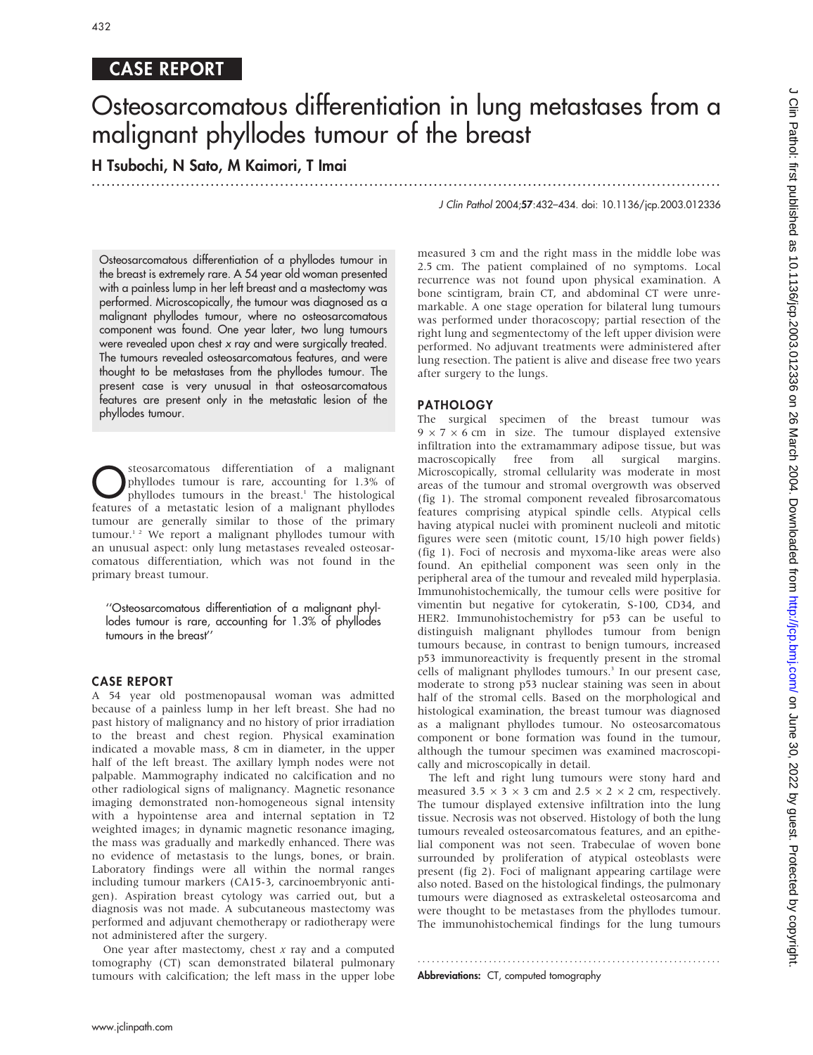CASE REPORT

# Osteosarcomatous differentiation in lung metastases from a malignant phyllodes tumour of the breast

**H Tsubochi, N Sato, M Kaimori, T Imai**

Osteosarcomatous differentiation of a phyllodes tumour in the breast is extremely rare. A 54 year old woman presented with a painless lump in her left breast and a mastectomy was performed. Microscopically, the tumour was diagnosed as a malignant phyllodes tumour, where no osteosarcomatous component was found. One year later, two lung tumours were revealed upon chest *x* ray and were surgically treated. The tumours revealed osteosarcomatous features, and were thought to be metastases from the phyllodes tumour. The present case is very unusual in that osteosarcomatous features are present only in the metastatic lesion of the phyllodes tumour.

Osteosarcomatous differentiation of a malignant phyllodes tumour is rare, accounting for 1.3% of phyllodes tumours in the breast.[1] The histological features of a metastatic lesion of a malignant phyllodes tumour are generally similar to those of the primary tumour.[1,2] We report a malignant phyllodes tumour with an unusual aspect: only lung metastases revealed osteosarcomatous differentiation, which was not found in the primary breast tumour.

> "Osteosarcomatous differentiation of a malignant phyllodes tumour is rare, accounting for 1.3% of phyllodes tumours in the breast"

## CASE REPORT

A 54 year old postmenopausal woman was admitted because of a painless lump in her left breast. She had no past history of malignancy and no history of prior irradiation to the breast and chest region. Physical examination indicated a movable mass, 8 cm in diameter, in the upper half of the left breast. The axillary lymph nodes were not palpable. Mammography indicated no calcification and no other radiological signs of malignancy. Magnetic resonance imaging demonstrated non-homogeneous signal intensity with a hypointense area and internal septation in T2 weighted images; in dynamic magnetic resonance imaging, the mass was gradually and markedly enhanced. There was no evidence of metastasis to the lungs, bones, or brain. Laboratory findings were all within the normal ranges including tumour markers (CA15-3, carcinoembryonic antigen). Aspiration breast cytology was carried out, but a diagnosis was not made. A subcutaneous mastectomy was performed and adjuvant chemotherapy or radiotherapy were not administered after the surgery.

One year after mastectomy, chest *x* ray and a computed tomography (CT) scan demonstrated bilateral pulmonary tumours with calcification; the left mass in the upper lobe measured 3 cm and the right mass in the middle lobe was 2.5 cm. The patient complained of no symptoms. Local recurrence was not found upon physical examination. A bone scintigram, brain CT, and abdominal CT were unremarkable. A one stage operation for bilateral lung tumours was performed under thoracoscopy; partial resection of the right lung and segmentectomy of the left upper division were performed. No adjuvant treatments were administered after lung resection. The patient is alive and disease free two years after surgery to the lungs.

## PATHOLOGY

The surgical specimen of the breast tumour was 9 × 7 × 6 cm in size. The tumour displayed extensive infiltration into the extramammary adipose tissue, but was macroscopically free from all surgical margins. Microscopically, stromal cellularity was moderate in most areas of the tumour and stromal overgrowth was observed (fig 1). The stromal component revealed fibrosarcomatous features comprising atypical spindle cells. Atypical cells having atypical nuclei with prominent nucleoli and mitotic figures were seen (mitotic count, 15/10 high power fields) (fig 1). Foci of necrosis and myxoma-like areas were also found. An epithelial component was seen only in the peripheral area of the tumour and revealed mild hyperplasia. Immunohistochemically, the tumour cells were positive for vimentin but negative for cytokeratin, S-100, CD34, and HER2. Immunohistochemistry for p53 can be useful to distinguish malignant phyllodes tumour from benign tumours because, in contrast to benign tumours, increased p53 immunoreactivity is frequently present in the stromal cells of malignant phyllodes tumours.[3] In our present case, moderate to strong p53 nuclear staining was seen in about half of the stromal cells. Based on the morphological and histological examination, the breast tumour was diagnosed as a malignant phyllodes tumour. No osteosarcomatous component or bone formation was found in the tumour, although the tumour specimen was examined macroscopically and microscopically in detail.

The left and right lung tumours were stony hard and measured 3.5 × 3 × 3 cm and 2.5 × 2 × 2 cm, respectively. The tumour displayed extensive infiltration into the lung tissue. Necrosis was not observed. Histology of both the lung tumours revealed osteosarcomatous features, and an epithelial component was not seen. Trabeculae of woven bone surrounded by proliferation of atypical osteoblasts were present (fig 2). Foci of malignant appearing cartilage were also noted. Based on the histological findings, the pulmonary tumours were diagnosed as extraskeletal osteosarcoma and were thought to be metastases from the phyllodes tumour. The immunohistochemical findings for the lung tumours

**Abbreviations:** CT, computed tomography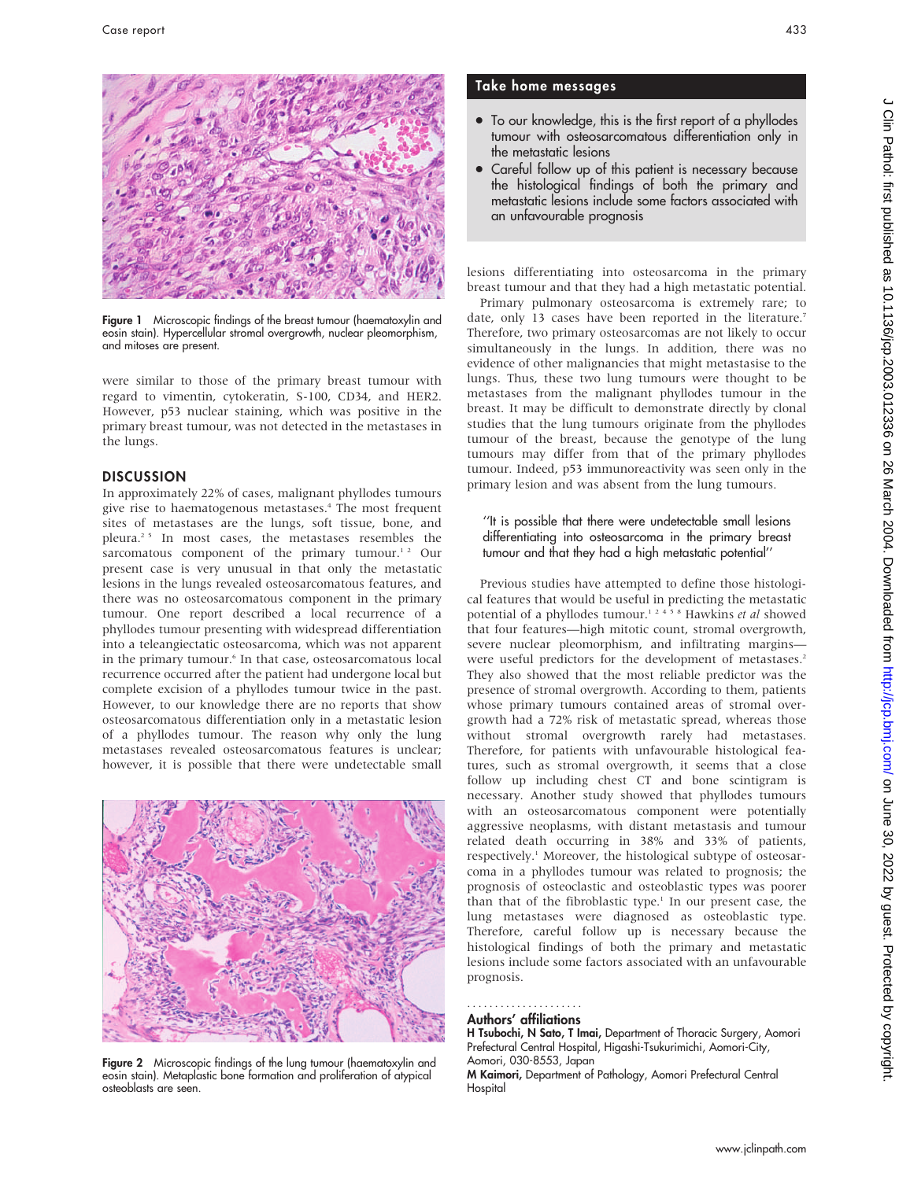Figure 1 Microscopic findings of the breast tumour (haematoxylin and eosin stain). Hypercellular stromal overgrowth, nuclear pleomorphism, and mitoses are present.

were similar to those of the primary breast tumour with regard to vimentin, cytokeratin, S-100, CD34, and HER2. However, p53 nuclear staining, which was positive in the primary breast tumour, was not detected in the metastases in the lungs.

## DISCUSSION

In approximately 22% of cases, malignant phyllodes tumours give rise to haematogenous metastases.[4] The most frequent sites of metastases are the lungs, soft tissue, bone, and pleura.[2 5] In most cases, the metastases resembles the sarcomatous component of the primary tumour.[1 2] Our present case is very unusual in that only the metastatic lesions in the lungs revealed osteosarcomatous features, and there was no osteosarcomatous component in the primary tumour. One report described a local recurrence of a phyllodes tumour presenting with widespread differentiation into a teleangiectatic osteosarcoma, which was not apparent in the primary tumour.[6] In that case, osteosarcomatous local recurrence occurred after the patient had undergone local but complete excision of a phyllodes tumour twice in the past. However, to our knowledge there are no reports that show osteosarcomatous differentiation only in a metastatic lesion of a phyllodes tumour. The reason why only the lung metastases revealed osteosarcomatous features is unclear; however, it is possible that there were undetectable small lesions differentiating into osteosarcoma in the primary breast tumour and that they had a high metastatic potential.

Figure 2 Microscopic findings of the lung tumour (haematoxylin and eosin stain). Metaplastic bone formation and proliferation of atypical osteoblasts are seen.

### Take home messages

- To our knowledge, this is the first report of a phyllodes tumour with osteosarcomatous differentiation only in the metastatic lesions
- Careful follow up of this patient is necessary because the histological findings of both the primary and metastatic lesions include some factors associated with an unfavourable prognosis

Primary pulmonary osteosarcoma is extremely rare; to date, only 13 cases have been reported in the literature.[7] Therefore, two primary osteosarcomas are not likely to occur simultaneously in the lungs. In addition, there was no evidence of other malignancies that might metastasise to the lungs. Thus, these two lung tumours were thought to be metastases from the malignant phyllodes tumour in the breast. It may be difficult to demonstrate directly by clonal studies that the lung tumours originate from the phyllodes tumour of the breast, because the genotype of the lung tumours may differ from that of the primary phyllodes tumour. Indeed, p53 immunoreactivity was seen only in the primary lesion and was absent from the lung tumours.

> "It is possible that there were undetectable small lesions differentiating into osteosarcoma in the primary breast tumour and that they had a high metastatic potential"

Previous studies have attempted to define those histological features that would be useful in predicting the metastatic potential of a phyllodes tumour.[1 2 4 5 8] Hawkins *et al* showed that four features—high mitotic count, stromal overgrowth, severe nuclear pleomorphism, and infiltrating margins—were useful predictors for the development of metastases.[2] They also showed that the most reliable predictor was the presence of stromal overgrowth. According to them, patients whose primary tumours contained areas of stromal overgrowth had a 72% risk of metastatic spread, whereas those without stromal overgrowth rarely had metastases. Therefore, for patients with unfavourable histological features, such as stromal overgrowth, it seems that a close follow up including chest CT and bone scintigram is necessary. Another study showed that phyllodes tumours with an osteosarcomatous component were potentially aggressive neoplasms, with distant metastasis and tumour related death occurring in 38% and 33% of patients, respectively.[1] Moreover, the histological subtype of osteosarcoma in a phyllodes tumour was related to prognosis; the prognosis of osteoclastic and osteoblastic types was poorer than that of the fibroblastic type.[1] In our present case, the lung metastases were diagnosed as osteoblastic type. Therefore, careful follow up is necessary because the histological findings of both the primary and metastatic lesions include some factors associated with an unfavourable prognosis.

### Authors' affiliations

**H Tsubochi, N Sato, T Imai,** Department of Thoracic Surgery, Aomori Prefectural Central Hospital, Higashi-Tsukurimichi, Aomori-City, Aomori, 030-8553, Japan
**M Kaimori,** Department of Pathology, Aomori Prefectural Central Hospital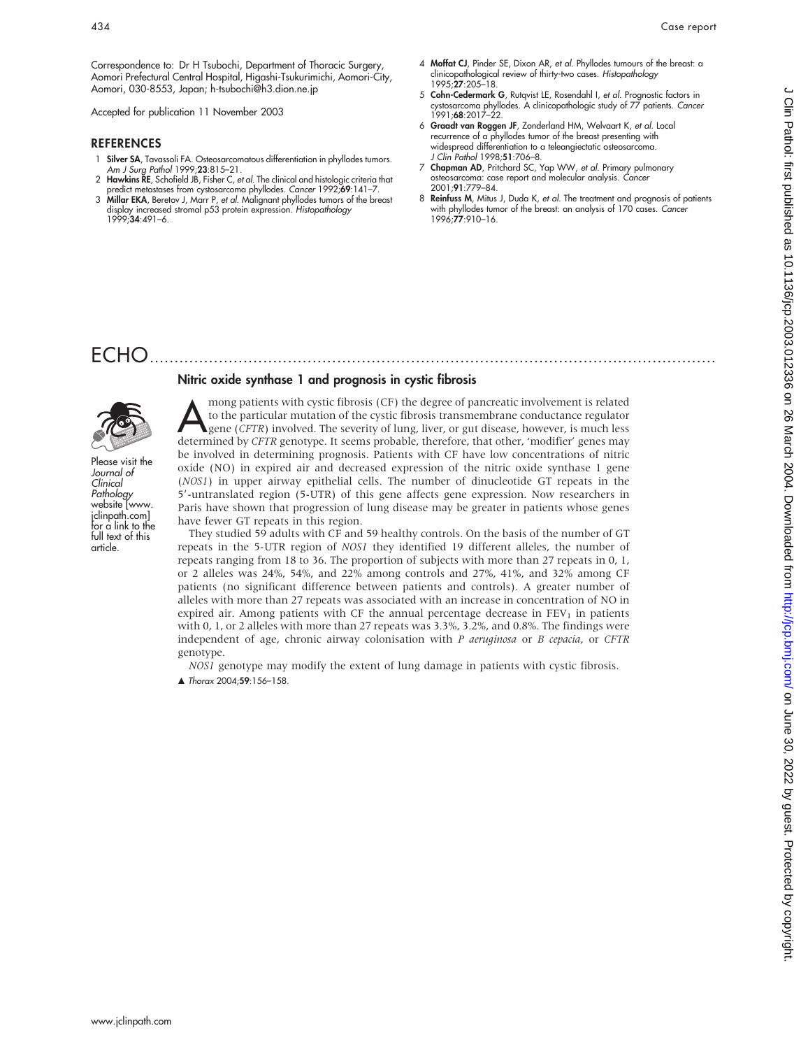Correspondence to: Dr H Tsubochi, Department of Thoracic Surgery, Aomori Prefectural Central Hospital, Higashi-Tsukurimichi, Aomori-City, Aomori, 030-8553, Japan; h-tsubochi@h3.dion.ne.jp

Accepted for publication 11 November 2003

## REFERENCES

1. **Silver SA**, Tavassoli FA. Osteosarcomatous differentiation in phyllodes tumors. *Am J Surg Pathol* 1999;**23**:815–21.
2. **Hawkins RE**, Schofield JB, Fisher C, *et al*. The clinical and histologic criteria that predict metastases from cystosarcoma phyllodes. *Cancer* 1992;**69**:141–7.
3. **Millar EKA**, Beretov J, Marr P, *et al*. Malignant phyllodes tumors of the breast display increased stromal p53 protein expression. *Histopathology* 1999;**34**:491–6.
4. **Moffat CJ**, Pinder SE, Dixon AR, *et al*. Phyllodes tumours of the breast: a clinicopathological review of thirty-two cases. *Histopathology* 1995;**27**:205–18.
5. **Cohn-Cedermark G**, Rutqvist LE, Rosendahl I, *et al*. Prognostic factors in cystosarcoma phyllodes. A clinicopathologic study of 77 patients. *Cancer* 1991;**68**:2017–22.
6. **Graadt van Roggen JF**, Zonderland HM, Welvaart K, *et al*. Local recurrence of a phyllodes tumor of the breast presenting with widespread differentiation to a teleangiectatic osteosarcoma. *J Clin Pathol* 1998;**51**:706–8.
7. **Chapman AD**, Pritchard SC, Yap WW, *et al*. Primary pulmonary osteosarcoma: case report and molecular analysis. *Cancer* 2001;**91**:779–84.
8. **Reinfuss M**, Mitus J, Duda K, *et al*. The treatment and prognosis of patients with phyllodes tumor of the breast: an analysis of 170 cases. *Cancer* 1996;**77**:910–16.

# ECHO

Please visit the *Journal of Clinical Pathology* website [www.jclinpath.com] for a link to the full text of this article.

## Nitric oxide synthase 1 and prognosis in cystic fibrosis

Among patients with cystic fibrosis (CF) the degree of pancreatic involvement is related to the particular mutation of the cystic fibrosis transmembrane conductance regulator gene (*CFTR*) involved. The severity of lung, liver, or gut disease, however, is much less determined by *CFTR* genotype. It seems probable, therefore, that other, 'modifier' genes may be involved in determining prognosis. Patients with CF have low concentrations of nitric oxide (NO) in expired air and decreased expression of the nitric oxide synthase 1 gene (*NOS1*) in upper airway epithelial cells. The number of dinucleotide GT repeats in the 5′-untranslated region (5-UTR) of this gene affects gene expression. Now researchers in Paris have shown that progression of lung disease may be greater in patients whose genes have fewer GT repeats in this region.

They studied 59 adults with CF and 59 healthy controls. On the basis of the number of GT repeats in the 5-UTR region of *NOS1* they identified 19 different alleles, the number of repeats ranging from 18 to 36. The proportion of subjects with more than 27 repeats in 0, 1, or 2 alleles was 24%, 54%, and 22% among controls and 27%, 41%, and 32% among CF patients (no significant difference between patients and controls). A greater number of alleles with more than 27 repeats was associated with an increase in concentration of NO in expired air. Among patients with CF the annual percentage decrease in $FEV_1$ in patients with 0, 1, or 2 alleles with more than 27 repeats was 3.3%, 3.2%, and 0.8%. The findings were independent of age, chronic airway colonisation with *P aeruginosa* or *B cepacia*, or *CFTR* genotype.

*NOS1* genotype may modify the extent of lung damage in patients with cystic fibrosis.

▲ *Thorax* 2004;**59**:156–158.